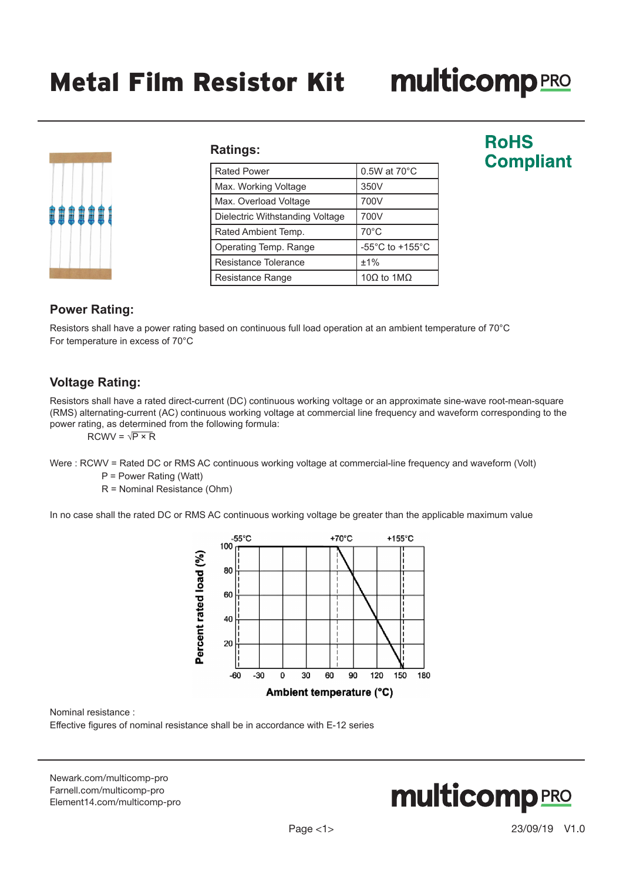# Metal Film Resistor Kit

multicomp PRO

**RoHS Compliant**

## Ratings:

| Rated Power | 0.5W at 70°C |
|---|---|
| Max. Working Voltage | 350V |
| Max. Overload Voltage | 700V |
| Dielectric Withstanding Voltage | 700V |
| Rated Ambient Temp. | 70°C |
| Operating Temp. Range | -55°C to +155°C |
| Resistance Tolerance | ±1% |
| Resistance Range | 10Ω to 1MΩ |

## Power Rating:

Resistors shall have a power rating based on continuous full load operation at an ambient temperature of 70°C
For temperature in excess of 70°C

## Voltage Rating:

Resistors shall have a rated direct-current (DC) continuous working voltage or an approximate sine-wave root-mean-square (RMS) alternating-current (AC) continuous working voltage at commercial line frequency and waveform corresponding to the power rating, as determined from the following formula:

$$RCWV = \sqrt{P \times R}$$

Were : RCWV = Rated DC or RMS AC continuous working voltage at commercial-line frequency and waveform (Volt)
P = Power Rating (Watt)
R = Nominal Resistance (Ohm)

In no case shall the rated DC or RMS AC continuous working voltage be greater than the applicable maximum value

Nominal resistance :
Effective figures of nominal resistance shall be in accordance with E-12 series

Newark.com/multicomp-pro
Farnell.com/multicomp-pro
Element14.com/multicomp-pro

23/09/19 V1.0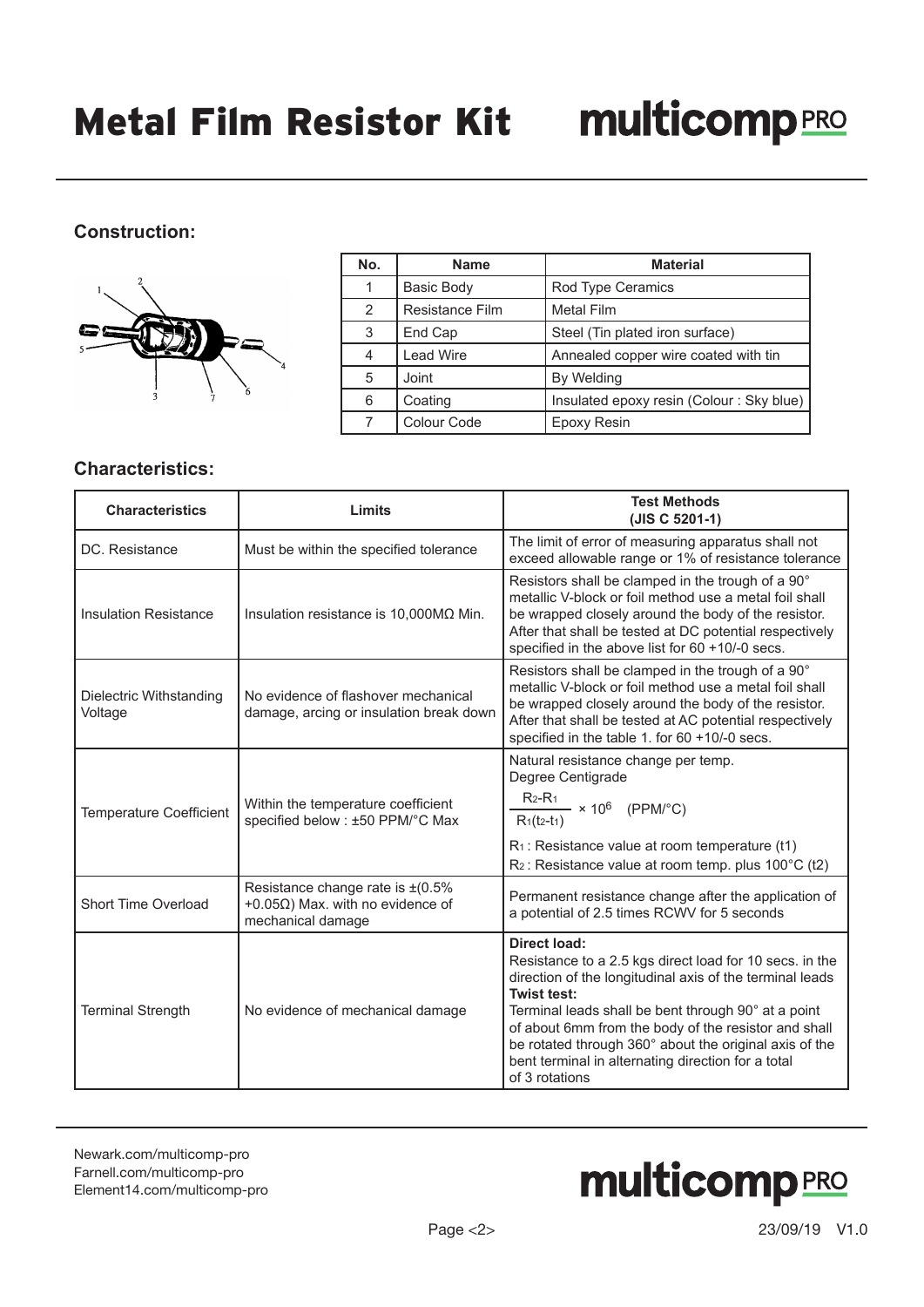# Metal Film Resistor Kit

## Construction:

| No. | Name | Material |
|---|---|---|
| 1 | Basic Body | Rod Type Ceramics |
| 2 | Resistance Film | Metal Film |
| 3 | End Cap | Steel (Tin plated iron surface) |
| 4 | Lead Wire | Annealed copper wire coated with tin |
| 5 | Joint | By Welding |
| 6 | Coating | Insulated epoxy resin (Colour : Sky blue) |
| 7 | Colour Code | Epoxy Resin |

## Characteristics:

| Characteristics | Limits | Test Methods (JIS C 5201-1) |
|---|---|---|
| DC. Resistance | Must be within the specified tolerance | The limit of error of measuring apparatus shall not exceed allowable range or 1% of resistance tolerance |
| Insulation Resistance | Insulation resistance is 10,000MΩ Min. | Resistors shall be clamped in the trough of a 90° metallic V-block or foil method use a metal foil shall be wrapped closely around the body of the resistor. After that shall be tested at DC potential respectively specified in the above list for 60 +10/-0 secs. |
| Dielectric Withstanding Voltage | No evidence of flashover mechanical damage, arcing or insulation break down | Resistors shall be clamped in the trough of a 90° metallic V-block or foil method use a metal foil shall be wrapped closely around the body of the resistor. After that shall be tested at AC potential respectively specified in the table 1. for 60 +10/-0 secs. |
| Temperature Coefficient | Within the temperature coefficient specified below : ±50 PPM/°C Max | Natural resistance change per temp. Degree Centigrade $\frac{R_2 - R_1}{R_1(t_2 - t_1)} \times 10^6$ (PPM/°C) $R_1$ : Resistance value at room temperature (t1) $R_2$ : Resistance value at room temp. plus 100°C (t2) |
| Short Time Overload | Resistance change rate is ±(0.5% +0.05Ω) Max. with no evidence of mechanical damage | Permanent resistance change after the application of a potential of 2.5 times RCWV for 5 seconds |
| Terminal Strength | No evidence of mechanical damage | **Direct load:** Resistance to a 2.5 kgs direct load for 10 secs. in the direction of the longitudinal axis of the terminal leads **Twist test:** Terminal leads shall be bent through 90° at a point of about 6mm from the body of the resistor and shall be rotated through 360° about the original axis of the bent terminal in alternating direction for a total of 3 rotations |

Newark.com/multicomp-pro
Farnell.com/multicomp-pro
Element14.com/multicomp-pro

23/09/19 V1.0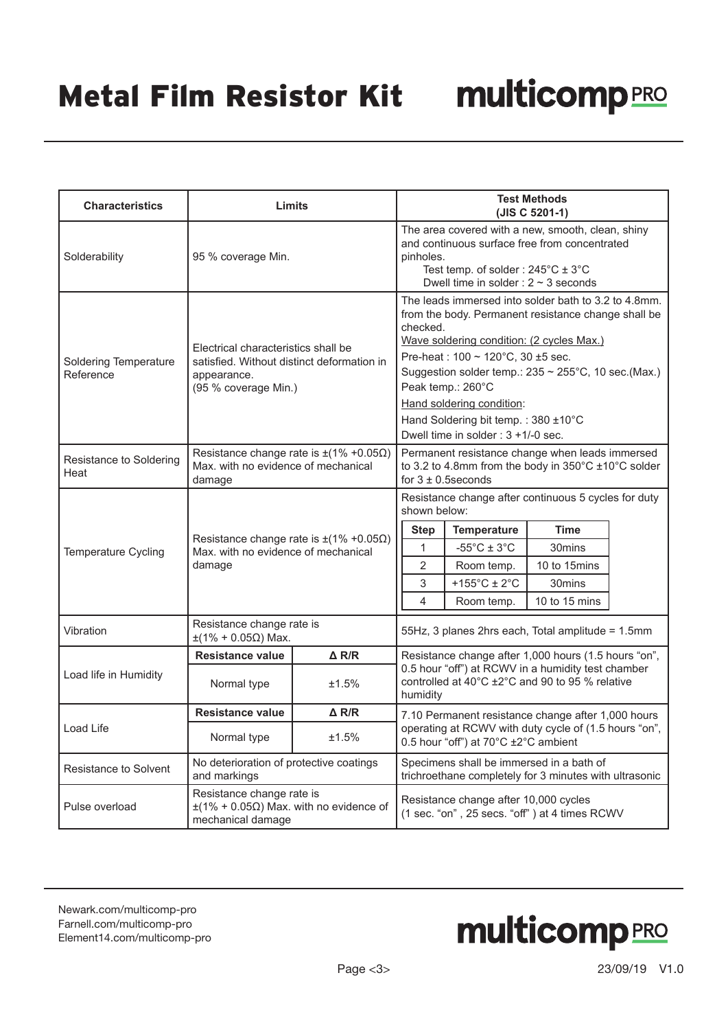| Characteristics | Limits | | Test Methods (JIS C 5201-1) |
|---|---|---|---|
| Solderability | 95 % coverage Min. | | The area covered with a new, smooth, clean, shiny and continuous surface free from concentrated pinholes.<br>Test temp. of solder : 245°C ± 3°C<br>Dwell time in solder : 2 ~ 3 seconds |
| Soldering Temperature Reference | Electrical characteristics shall be satisfied. Without distinct deformation in appearance.<br>(95 % coverage Min.) | | The leads immersed into solder bath to 3.2 to 4.8mm. from the body. Permanent resistance change shall be checked.<br>Wave soldering condition: (2 cycles Max.)<br>Pre-heat : 100 ~ 120°C, 30 ±5 sec.<br>Suggestion solder temp.: 235 ~ 255°C, 10 sec.(Max.)<br>Peak temp.: 260°C<br>Hand soldering condition:<br>Hand Soldering bit temp. : 380 ±10°C<br>Dwell time in solder : 3 +1/-0 sec. |
| Resistance to Soldering Heat | Resistance change rate is ±(1% +0.05Ω) Max. with no evidence of mechanical damage | | Permanent resistance change when leads immersed to 3.2 to 4.8mm from the body in 350°C ±10°C solder for 3 ± 0.5seconds |
| Temperature Cycling | Resistance change rate is ±(1% +0.05Ω) Max. with no evidence of mechanical damage | | Resistance change after continuous 5 cycles for duty shown below:<br>Step 1: -55°C ± 3°C, 30mins<br>Step 2: Room temp., 10 to 15mins<br>Step 3: +155°C ± 2°C, 30mins<br>Step 4: Room temp., 10 to 15 mins |
| Vibration | Resistance change rate is ±(1% + 0.05Ω) Max. | | 55Hz, 3 planes 2hrs each, Total amplitude = 1.5mm |
| Load life in Humidity | **Resistance value** | **Δ R/R** | Resistance change after 1,000 hours (1.5 hours "on", 0.5 hour "off") at RCWV in a humidity test chamber controlled at 40°C ±2°C and 90 to 95 % relative humidity |
| | Normal type | ±1.5% | |
| Load Life | **Resistance value** | **Δ R/R** | 7.10 Permanent resistance change after 1,000 hours operating at RCWV with duty cycle of (1.5 hours "on", 0.5 hour "off") at 70°C ±2°C ambient |
| | Normal type | ±1.5% | |
| Resistance to Solvent | No deterioration of protective coatings and markings | | Specimens shall be immersed in a bath of trichroethane completely for 3 minutes with ultrasonic |
| Pulse overload | Resistance change rate is ±(1% + 0.05Ω) Max. with no evidence of mechanical damage | | Resistance change after 10,000 cycles (1 sec. "on" , 25 secs. "off" ) at 4 times RCWV |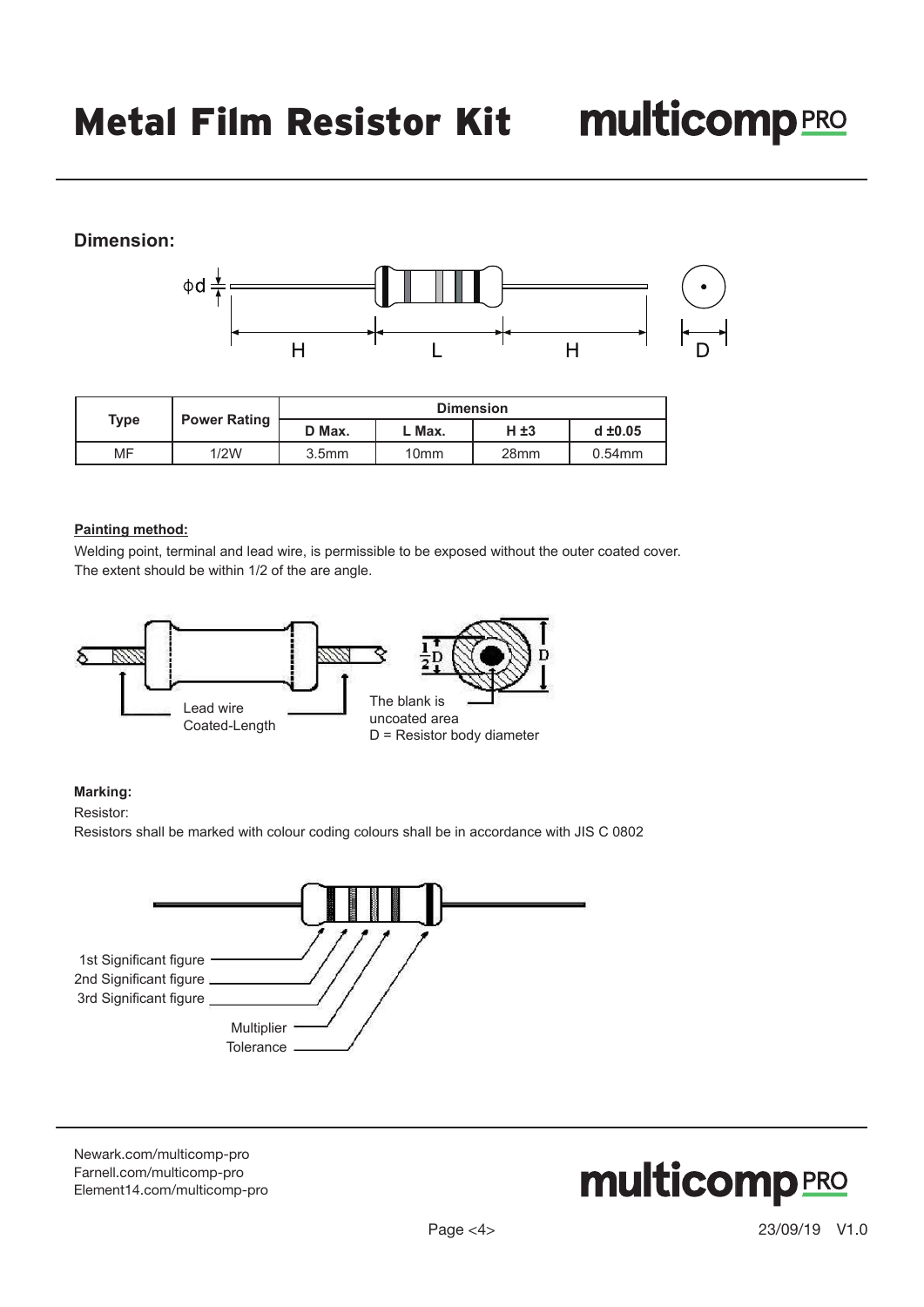# Metal Film Resistor Kit

## Dimension:

| Type | Power Rating | Dimension | | | |
|---|---|---|---|---|---|
| | | D Max. | L Max. | H ±3 | d ±0.05 |
| MF | 1/2W | 3.5mm | 10mm | 28mm | 0.54mm |

**Painting method:**

Welding point, terminal and lead wire, is permissible to be exposed without the outer coated cover.
The extent should be within 1/2 of the are angle.

Lead wire Coated-Length

The blank is uncoated area

D = Resistor body diameter

**Marking:**

Resistor:

Resistors shall be marked with colour coding colours shall be in accordance with JIS C 0802

1st Significant figure
2nd Significant figure
3rd Significant figure
Multiplier
Tolerance

Newark.com/multicomp-pro
Farnell.com/multicomp-pro
Element14.com/multicomp-pro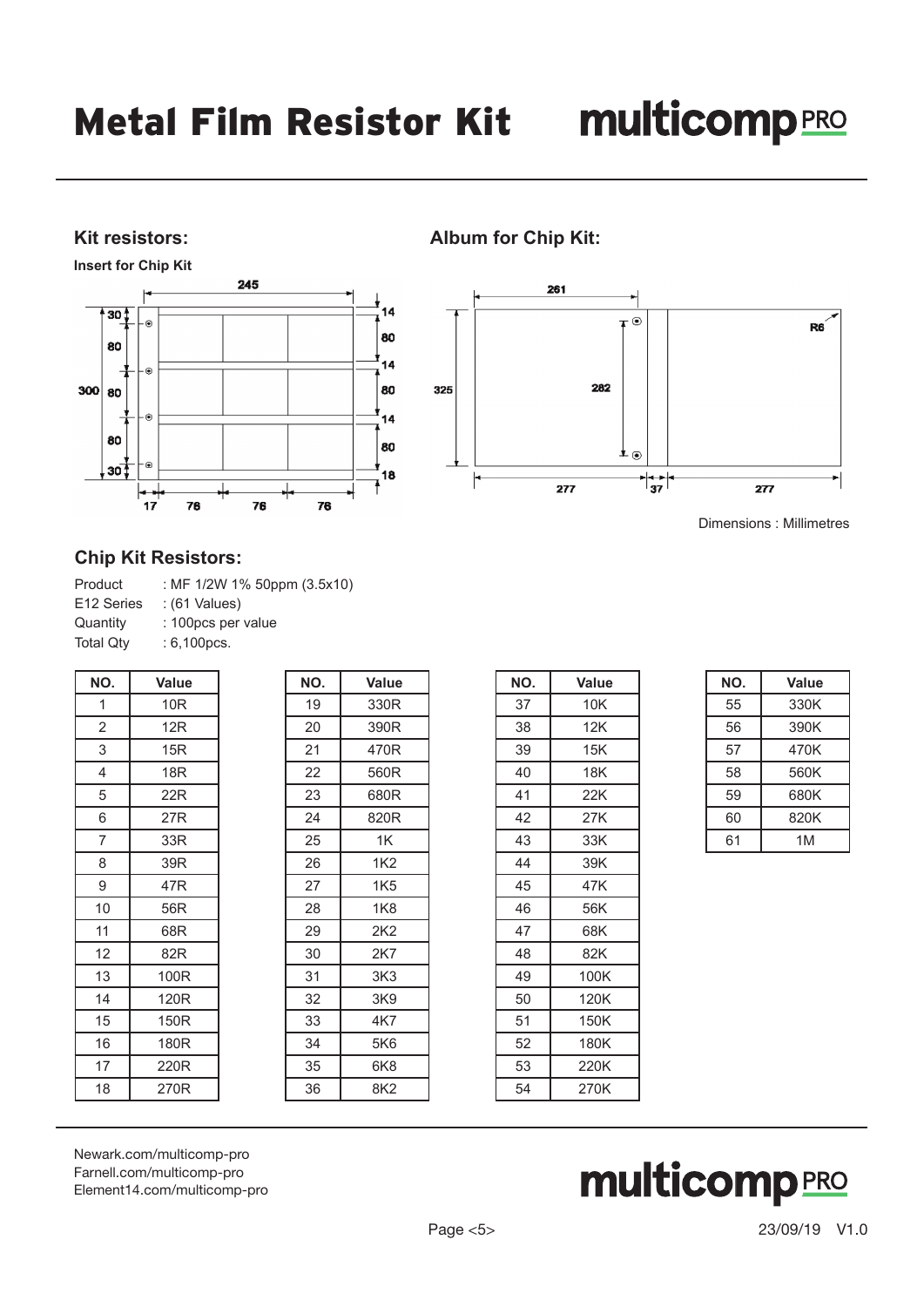# Metal Film Resistor Kit

## Kit resistors:

**Insert for Chip Kit**

## Album for Chip Kit:

Dimensions : Millimetres

## Chip Kit Resistors:

Product : MF 1/2W 1% 50ppm (3.5x10)
E12 Series : (61 Values)
Quantity : 100pcs per value
Total Qty : 6,100pcs.

| NO. | Value |
|---|---|
| 1 | 10R |
| 2 | 12R |
| 3 | 15R |
| 4 | 18R |
| 5 | 22R |
| 6 | 27R |
| 7 | 33R |
| 8 | 39R |
| 9 | 47R |
| 10 | 56R |
| 11 | 68R |
| 12 | 82R |
| 13 | 100R |
| 14 | 120R |
| 15 | 150R |
| 16 | 180R |
| 17 | 220R |
| 18 | 270R |

| NO. | Value |
|---|---|
| 19 | 330R |
| 20 | 390R |
| 21 | 470R |
| 22 | 560R |
| 23 | 680R |
| 24 | 820R |
| 25 | 1K |
| 26 | 1K2 |
| 27 | 1K5 |
| 28 | 1K8 |
| 29 | 2K2 |
| 30 | 2K7 |
| 31 | 3K3 |
| 32 | 3K9 |
| 33 | 4K7 |
| 34 | 5K6 |
| 35 | 6K8 |
| 36 | 8K2 |

| NO. | Value |
|---|---|
| 37 | 10K |
| 38 | 12K |
| 39 | 15K |
| 40 | 18K |
| 41 | 22K |
| 42 | 27K |
| 43 | 33K |
| 44 | 39K |
| 45 | 47K |
| 46 | 56K |
| 47 | 68K |
| 48 | 82K |
| 49 | 100K |
| 50 | 120K |
| 51 | 150K |
| 52 | 180K |
| 53 | 220K |
| 54 | 270K |

| NO. | Value |
|---|---|
| 55 | 330K |
| 56 | 390K |
| 57 | 470K |
| 58 | 560K |
| 59 | 680K |
| 60 | 820K |
| 61 | 1M |

Newark.com/multicomp-pro
Farnell.com/multicomp-pro
Element14.com/multicomp-pro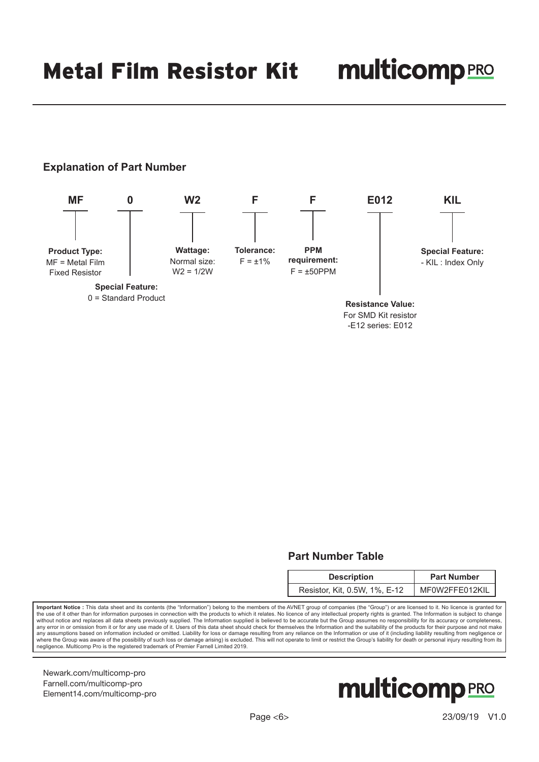# Metal Film Resistor Kit

## Explanation of Part Number

MF 0 W2 F F E012 KIL

**Product Type:**
MF = Metal Film Fixed Resistor

**Special Feature:**
0 = Standard Product

**Wattage:**
Normal size:
W2 = 1/2W

**Tolerance:**
F = ±1%

**PPM requirement:**
F = ±50PPM

**Resistance Value:**
For SMD Kit resistor
-E12 series: E012

**Special Feature:**
- KIL : Index Only

## Part Number Table

| Description | Part Number |
|---|---|
| Resistor, Kit, 0.5W, 1%, E-12 | MF0W2FFE012KIL |

**Important Notice :** This data sheet and its contents (the "Information") belong to the members of the AVNET group of companies (the "Group") or are licensed to it. No licence is granted for the use of it other than for information purposes in connection with the products to which it relates. No licence of any intellectual property rights is granted. The Information is subject to change without notice and replaces all data sheets previously supplied. The Information supplied is believed to be accurate but the Group assumes no responsibility for its accuracy or completeness, any error in or omission from it or for any use made of it. Users of this data sheet should check for themselves the Information and the suitability of the products for their purpose and not make any assumptions based on information included or omitted. Liability for loss or damage resulting from any reliance on the Information or use of it (including liability resulting from negligence or where the Group was aware of the possibility of such loss or damage arising) is excluded. This will not operate to limit or restrict the Group's liability for death or personal injury resulting from its negligence. Multicomp Pro is the registered trademark of Premier Farnell Limited 2019.

Newark.com/multicomp-pro
Farnell.com/multicomp-pro
Element14.com/multicomp-pro

23/09/19 V1.0